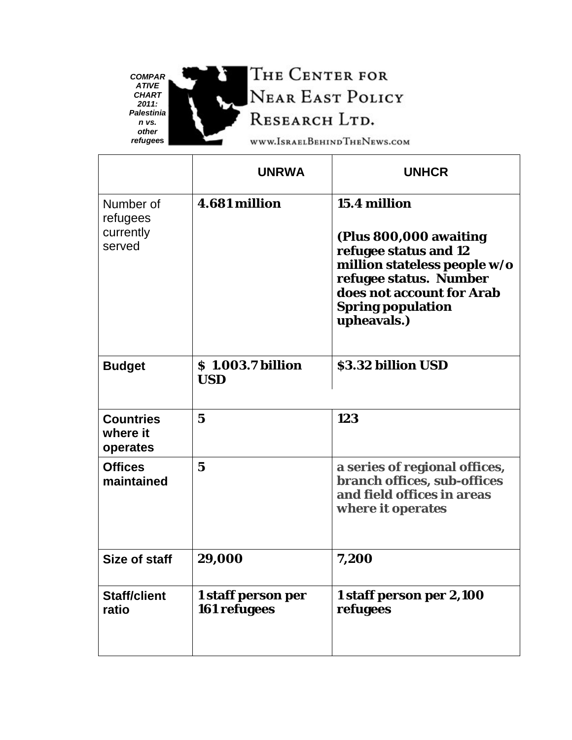***COMPARATIVE CHART 2011: Palestinian vs. other refugees***

THE CENTER FOR NEAR EAST POLICY RESEARCH LTD.

WWW.ISRAELBEHINDTHENEWS.COM

| | UNRWA | UNHCR |
|---|---|---|
| Number of refugees currently served | **4.681 million** | **15.4 million**<br><br>**(Plus 800,000 awaiting refugee status and 12 million stateless people w/o refugee status. Number does not account for Arab Spring population upheavals.)** |
| **Budget** | **$ 1.003.7 billion USD** | **$3.32 billion USD** |
| **Countries where it operates** | **5** | **123** |
| **Offices maintained** | **5** | **a series of regional offices, branch offices, sub-offices and field offices in areas where it operates** |
| **Size of staff** | **29,000** | **7,200** |
| **Staff/client ratio** | **1 staff person per 161 refugees** | **1 staff person per 2,100 refugees** |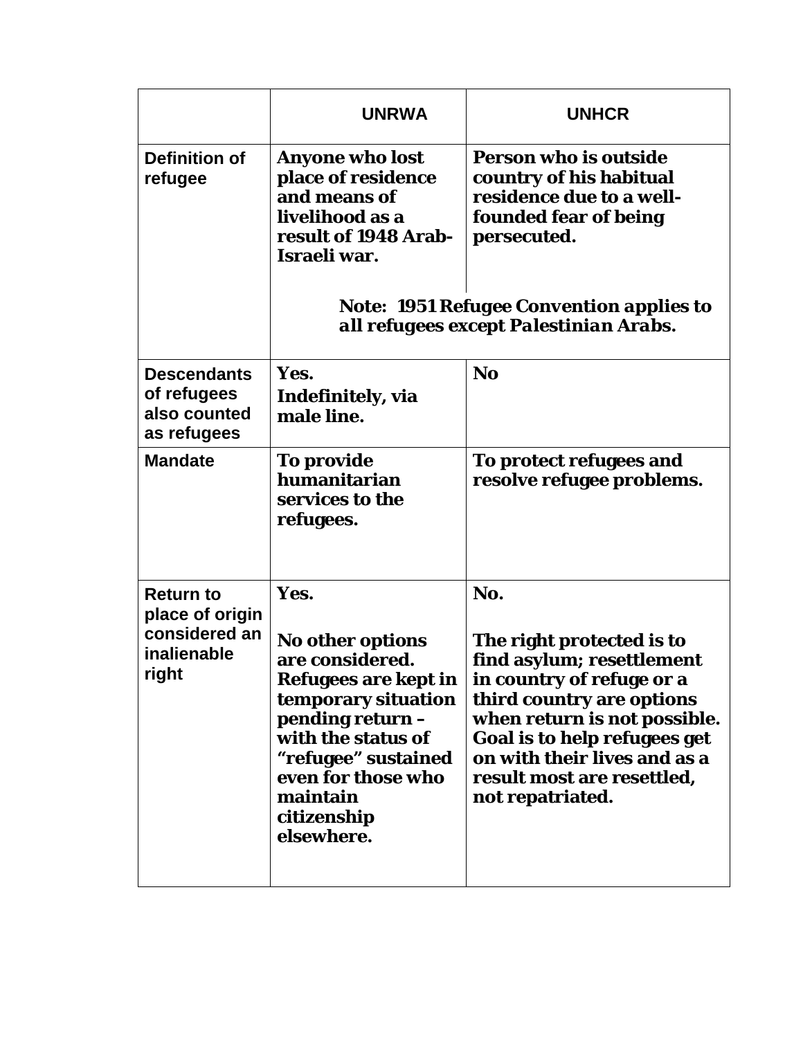| | UNRWA | UNHCR |
|---|---|---|
| Definition of refugee | **Anyone who lost place of residence and means of livelihood as a result of 1948 Arab-Israeli war.** | **Person who is outside country of his habitual residence due to a well-founded fear of being persecuted.** |
| | ***Note: 1951 Refugee Convention applies to all refugees except Palestinian Arabs.*** | |
| Descendants of refugees also counted as refugees | **Yes. Indefinitely, via male line.** | **No** |
| Mandate | **To provide humanitarian services to the refugees.** | **To protect refugees and resolve refugee problems.** |
| Return to place of origin considered an inalienable right | **Yes.**<br><br>**No other options are considered. Refugees are kept in temporary situation pending return – with the status of "refugee" sustained even for those who maintain citizenship elsewhere.** | **No.**<br><br>**The right protected is to find asylum; resettlement in country of refuge or a third country are options when return is not possible. Goal is to help refugees get on with their lives and as a result most are resettled, not repatriated.** |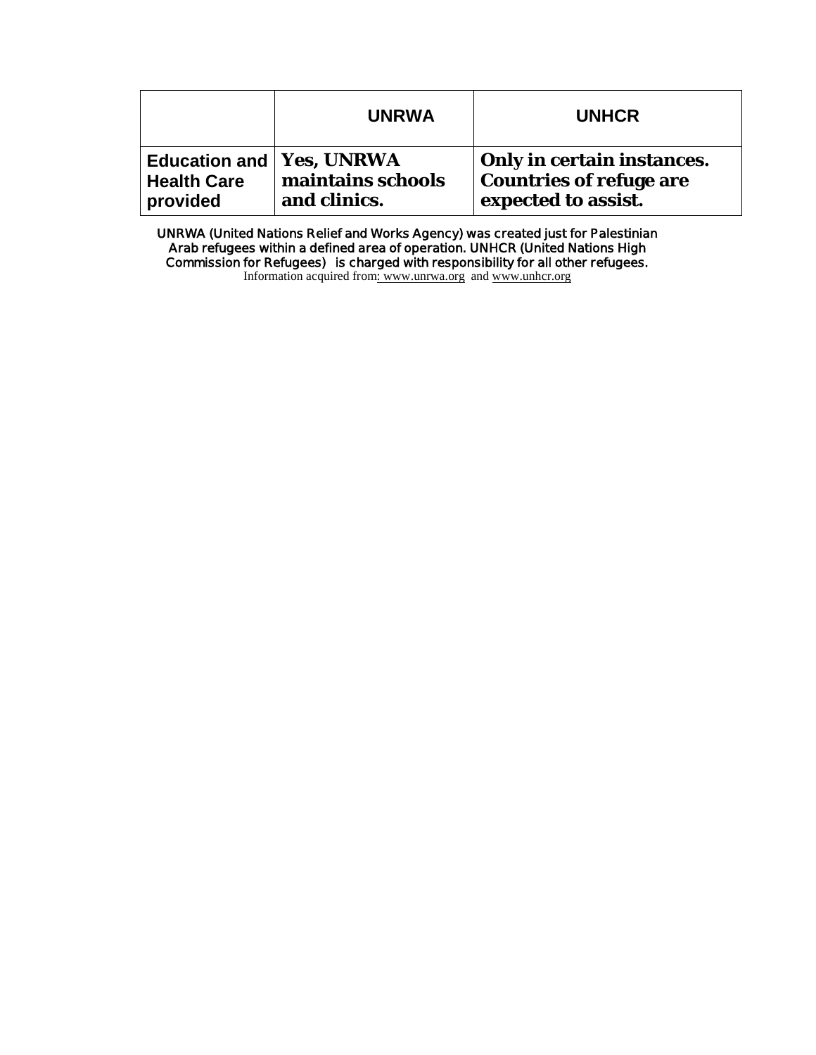| | UNRWA | UNHCR |
|---|---|---|
| Education and Health Care provided | **Yes, UNRWA maintains schools and clinics.** | **Only in certain instances. Countries of refuge are expected to assist.** |

UNRWA (United Nations Relief and Works Agency) was created just for Palestinian Arab refugees within a defined area of operation. UNHCR (United Nations High Commission for Refugees) is charged with responsibility for all other refugees.

Information acquired from: www.unrwa.org and www.unhcr.org